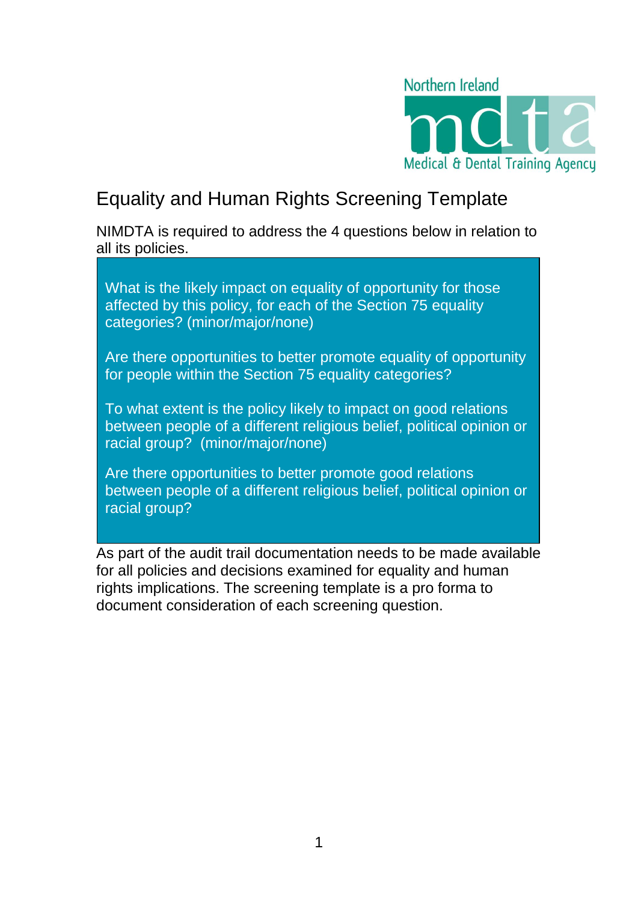Northern Ireland

Medical & Dental Training Agency

# Equality and Human Rights Screening Template

NIMDTA is required to address the 4 questions below in relation to all its policies.

> What is the likely impact on equality of opportunity for those affected by this policy, for each of the Section 75 equality categories? (minor/major/none)
>
> Are there opportunities to better promote equality of opportunity for people within the Section 75 equality categories?
>
> To what extent is the policy likely to impact on good relations between people of a different religious belief, political opinion or racial group? (minor/major/none)
>
> Are there opportunities to better promote good relations between people of a different religious belief, political opinion or racial group?

As part of the audit trail documentation needs to be made available for all policies and decisions examined for equality and human rights implications. The screening template is a pro forma to document consideration of each screening question.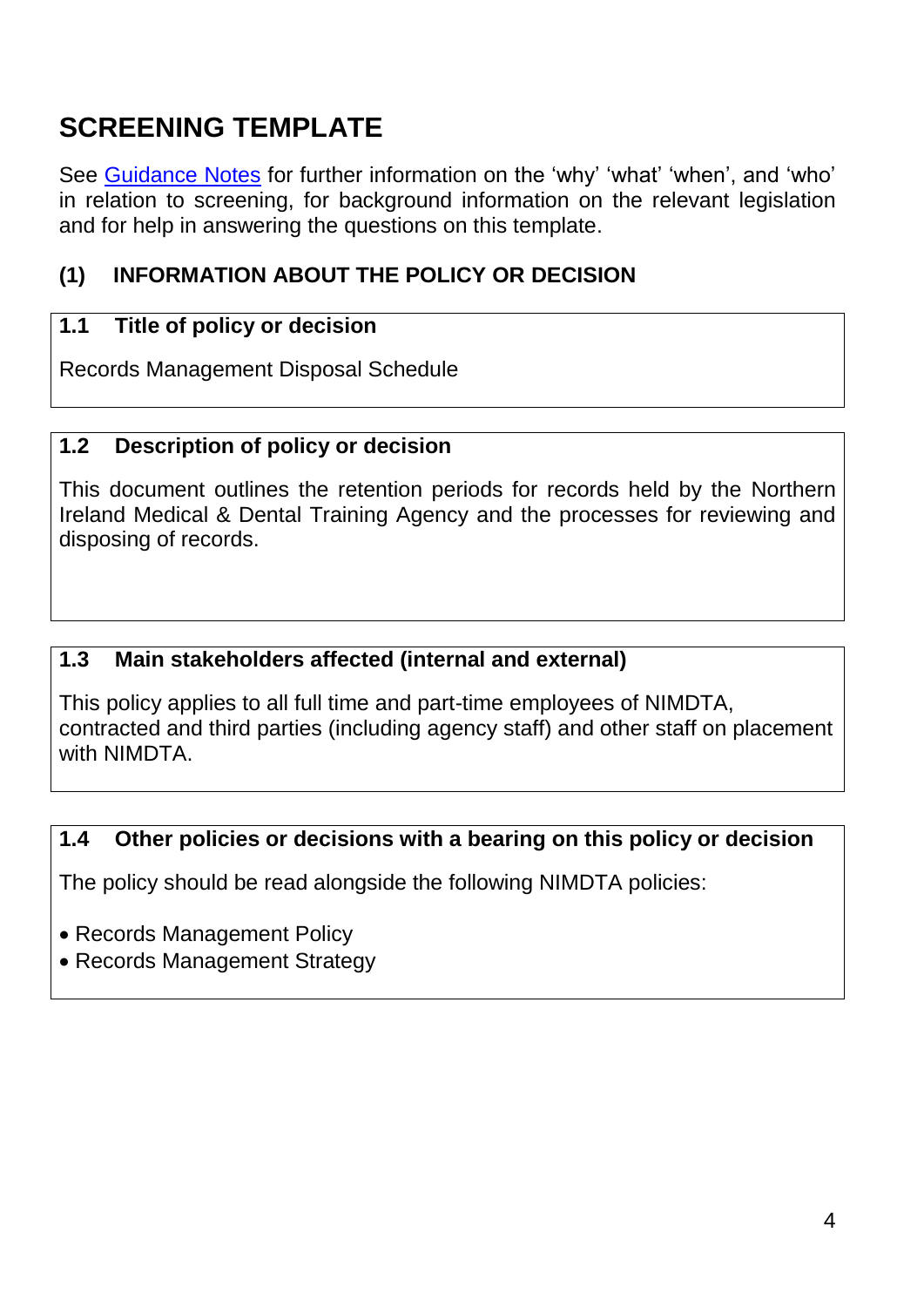# SCREENING TEMPLATE

See [Guidance Notes] for further information on the 'why' 'what' 'when', and 'who' in relation to screening, for background information on the relevant legislation and for help in answering the questions on this template.

## (1) INFORMATION ABOUT THE POLICY OR DECISION

### 1.1 Title of policy or decision

Records Management Disposal Schedule

### 1.2 Description of policy or decision

This document outlines the retention periods for records held by the Northern Ireland Medical & Dental Training Agency and the processes for reviewing and disposing of records.

### 1.3 Main stakeholders affected (internal and external)

This policy applies to all full time and part-time employees of NIMDTA, contracted and third parties (including agency staff) and other staff on placement with NIMDTA.

### 1.4 Other policies or decisions with a bearing on this policy or decision

The policy should be read alongside the following NIMDTA policies:

- Records Management Policy
- Records Management Strategy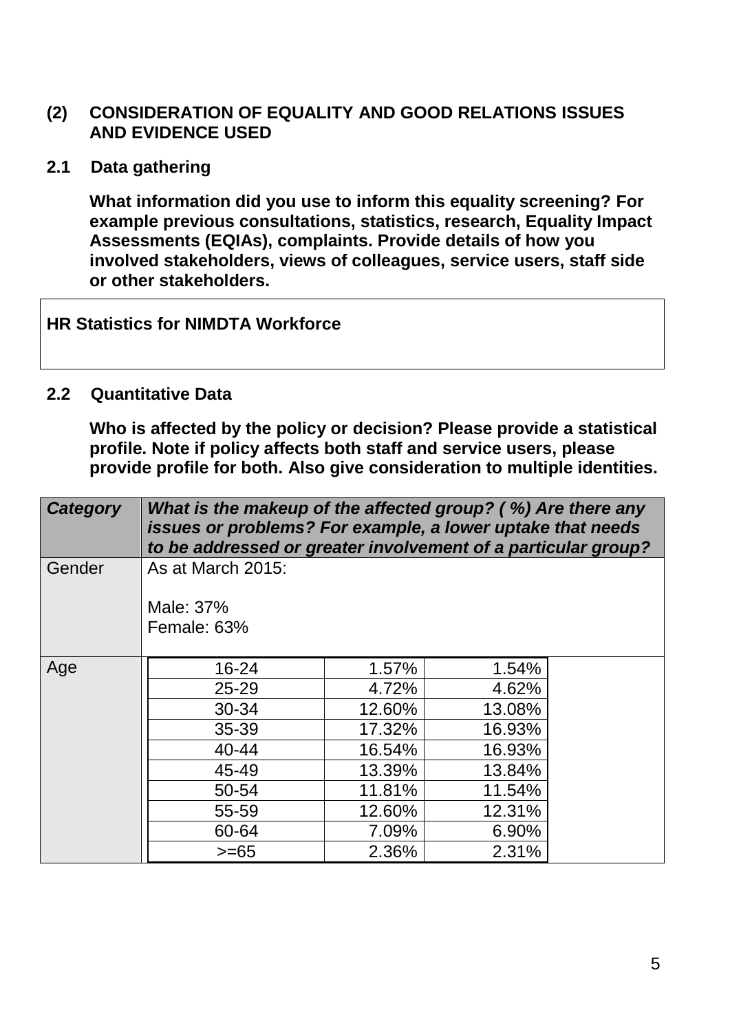## (2) CONSIDERATION OF EQUALITY AND GOOD RELATIONS ISSUES AND EVIDENCE USED

### 2.1 Data gathering

**What information did you use to inform this equality screening? For example previous consultations, statistics, research, Equality Impact Assessments (EQIAs), complaints. Provide details of how you involved stakeholders, views of colleagues, service users, staff side or other stakeholders.**

**HR Statistics for NIMDTA Workforce**

### 2.2 Quantitative Data

**Who is affected by the policy or decision? Please provide a statistical profile. Note if policy affects both staff and service users, please provide profile for both. Also give consideration to multiple identities.**

| ***Category*** | ***What is the makeup of the affected group? ( %) Are there any issues or problems? For example, a lower uptake that needs to be addressed or greater involvement of a particular group?*** | | |
|---|---|---|---|
| Gender | As at March 2015:<br><br>Male: 37%<br>Female: 63% | | |
| Age | 16-24 | 1.57% | 1.54% |
| | 25-29 | 4.72% | 4.62% |
| | 30-34 | 12.60% | 13.08% |
| | 35-39 | 17.32% | 16.93% |
| | 40-44 | 16.54% | 16.93% |
| | 45-49 | 13.39% | 13.84% |
| | 50-54 | 11.81% | 11.54% |
| | 55-59 | 12.60% | 12.31% |
| | 60-64 | 7.09% | 6.90% |
| | >=65 | 2.36% | 2.31% |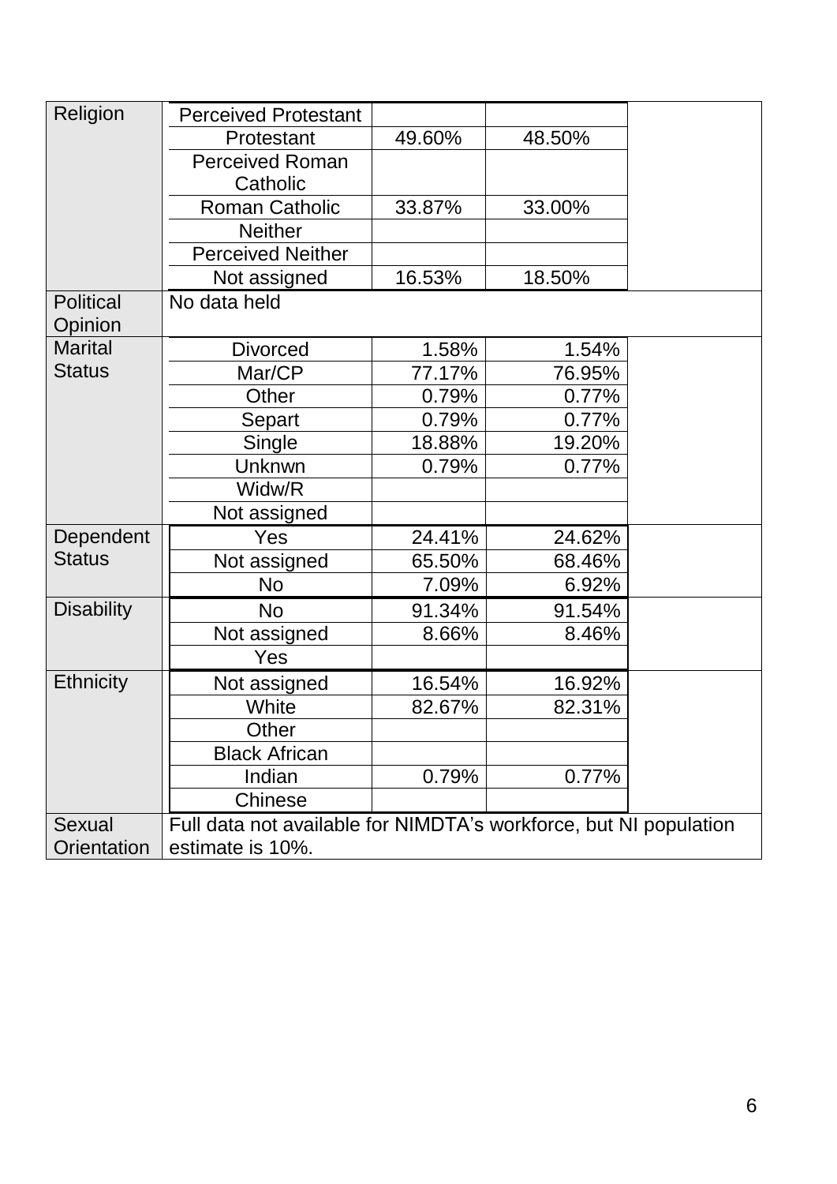| Religion | Perceived Protestant | | | |
|---|---|---|---|---|
| | Protestant | 49.60% | 48.50% | |
| | Perceived Roman Catholic | | | |
| | Roman Catholic | 33.87% | 33.00% | |
| | Neither | | | |
| | Perceived Neither | | | |
| | Not assigned | 16.53% | 18.50% | |
| Political Opinion | No data held | | | |
| Marital Status | Divorced | 1.58% | 1.54% | |
| | Mar/CP | 77.17% | 76.95% | |
| | Other | 0.79% | 0.77% | |
| | Separt | 0.79% | 0.77% | |
| | Single | 18.88% | 19.20% | |
| | Unknwn | 0.79% | 0.77% | |
| | Widw/R | | | |
| | Not assigned | | | |
| Dependent Status | Yes | 24.41% | 24.62% | |
| | Not assigned | 65.50% | 68.46% | |
| | No | 7.09% | 6.92% | |
| Disability | No | 91.34% | 91.54% | |
| | Not assigned | 8.66% | 8.46% | |
| | Yes | | | |
| Ethnicity | Not assigned | 16.54% | 16.92% | |
| | White | 82.67% | 82.31% | |
| | Other | | | |
| | Black African | | | |
| | Indian | 0.79% | 0.77% | |
| | Chinese | | | |
| Sexual Orientation | Full data not available for NIMDTA's workforce, but NI population estimate is 10%. | | | |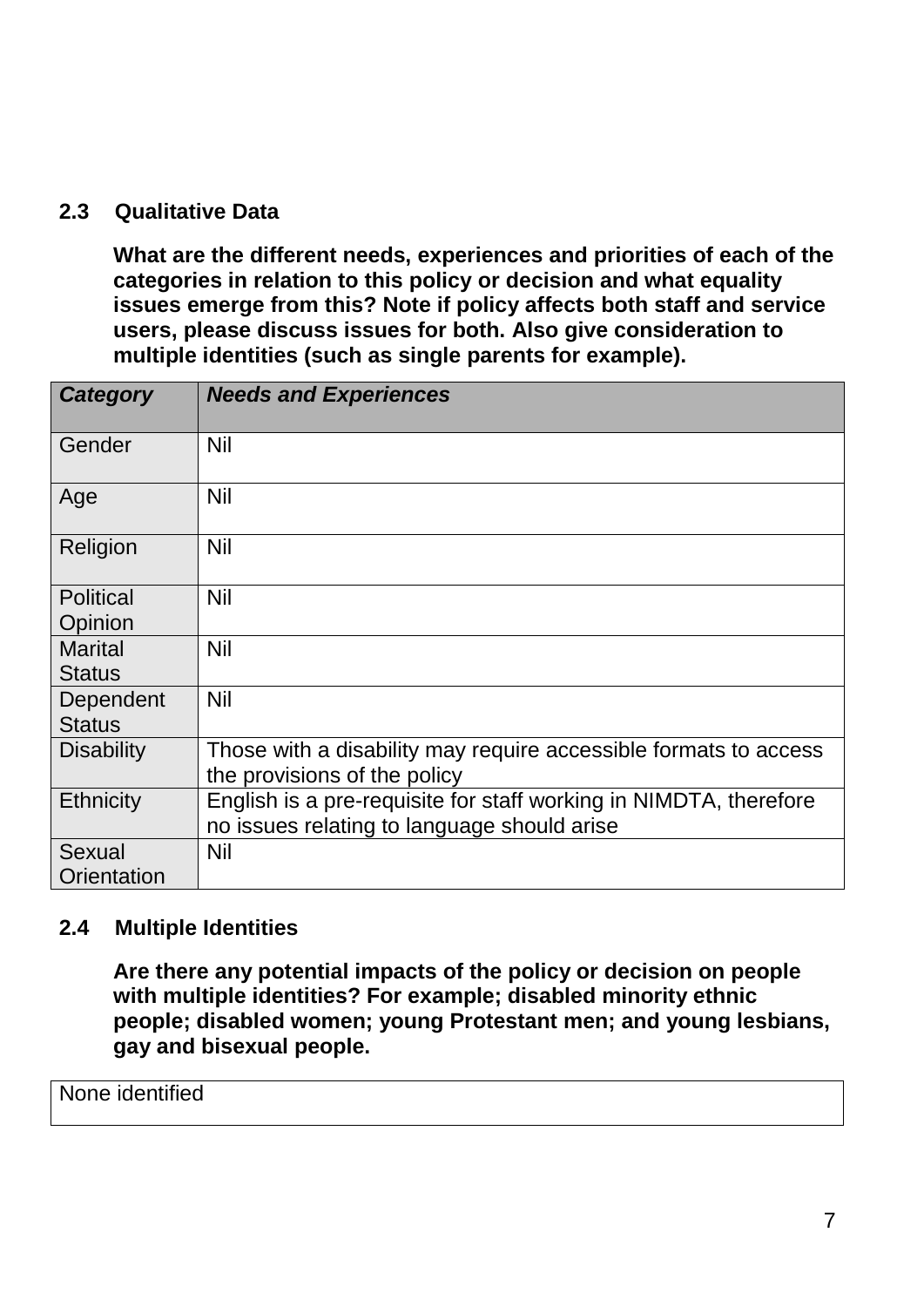### 2.3 Qualitative Data

**What are the different needs, experiences and priorities of each of the categories in relation to this policy or decision and what equality issues emerge from this? Note if policy affects both staff and service users, please discuss issues for both. Also give consideration to multiple identities (such as single parents for example).**

| ***Category*** | ***Needs and Experiences*** |
| --- | --- |
| Gender | Nil |
| Age | Nil |
| Religion | Nil |
| Political Opinion | Nil |
| Marital Status | Nil |
| Dependent Status | Nil |
| Disability | Those with a disability may require accessible formats to access the provisions of the policy |
| Ethnicity | English is a pre-requisite for staff working in NIMDTA, therefore no issues relating to language should arise |
| Sexual Orientation | Nil |

### 2.4 Multiple Identities

**Are there any potential impacts of the policy or decision on people with multiple identities? For example; disabled minority ethnic people; disabled women; young Protestant men; and young lesbians, gay and bisexual people.**

| None identified |
| --- |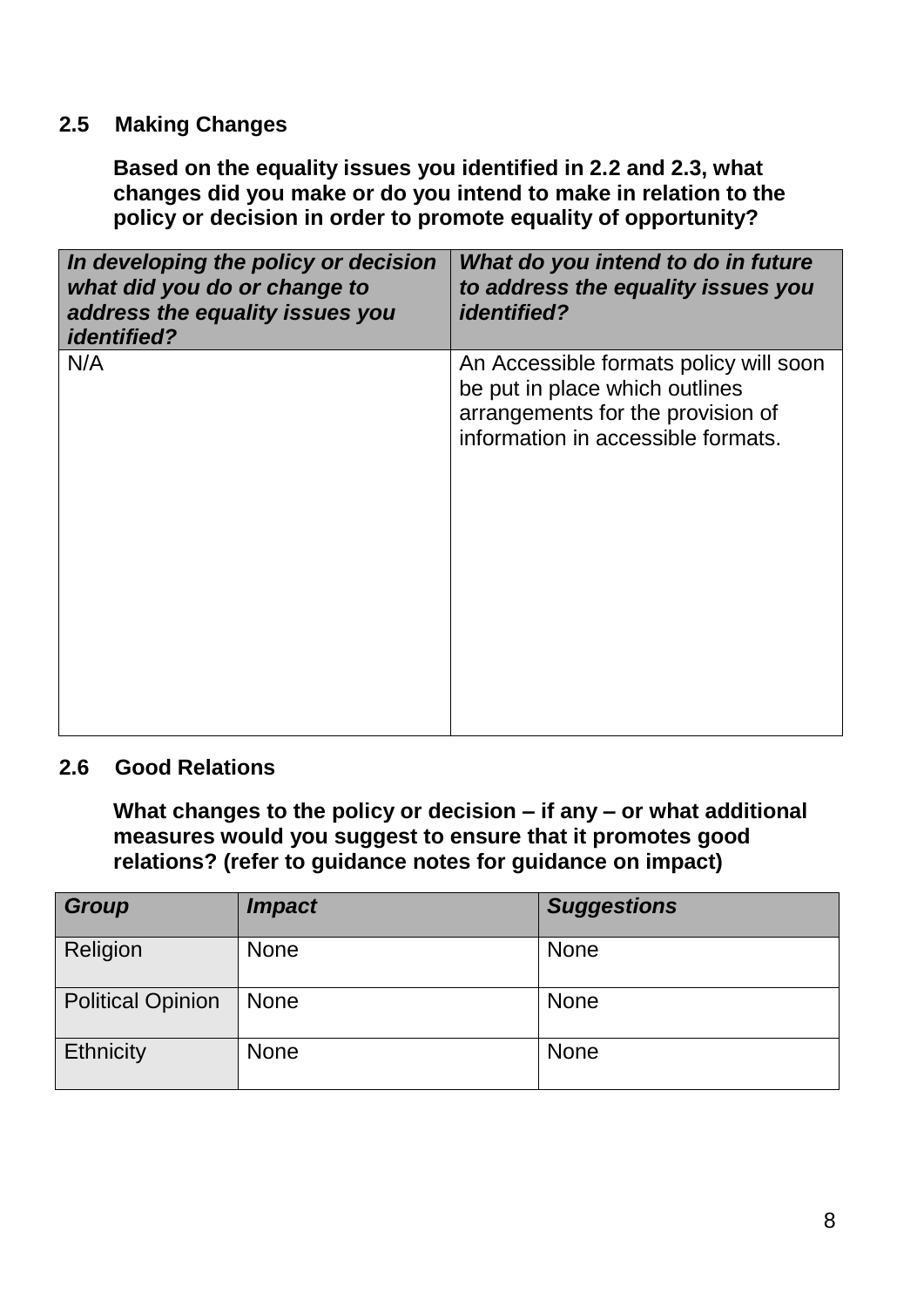### 2.5 Making Changes

**Based on the equality issues you identified in 2.2 and 2.3, what changes did you make or do you intend to make in relation to the policy or decision in order to promote equality of opportunity?**

| ***In developing the policy or decision what did you do or change to address the equality issues you identified?*** | ***What do you intend to do in future to address the equality issues you identified?*** |
|---|---|
| N/A | An Accessible formats policy will soon be put in place which outlines arrangements for the provision of information in accessible formats. |

### 2.6 Good Relations

**What changes to the policy or decision – if any – or what additional measures would you suggest to ensure that it promotes good relations? (refer to guidance notes for guidance on impact)**

| ***Group*** | ***Impact*** | ***Suggestions*** |
|---|---|---|
| Religion | None | None |
| Political Opinion | None | None |
| Ethnicity | None | None |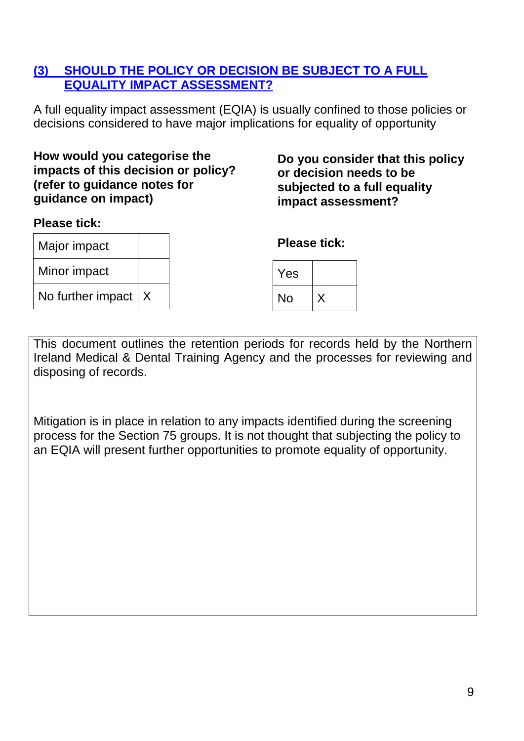## (3) SHOULD THE POLICY OR DECISION BE SUBJECT TO A FULL EQUALITY IMPACT ASSESSMENT?

A full equality impact assessment (EQIA) is usually confined to those policies or decisions considered to have major implications for equality of opportunity

**How would you categorise the impacts of this decision or policy? (refer to guidance notes for guidance on impact)**

**Please tick:**

| | |
|---|---|
| Major impact | |
| Minor impact | |
| No further impact | X |

**Do you consider that this policy or decision needs to be subjected to a full equality impact assessment?**

**Please tick:**

| | |
|---|---|
| Yes | |
| No | X |

This document outlines the retention periods for records held by the Northern Ireland Medical & Dental Training Agency and the processes for reviewing and disposing of records.

Mitigation is in place in relation to any impacts identified during the screening process for the Section 75 groups. It is not thought that subjecting the policy to an EQIA will present further opportunities to promote equality of opportunity.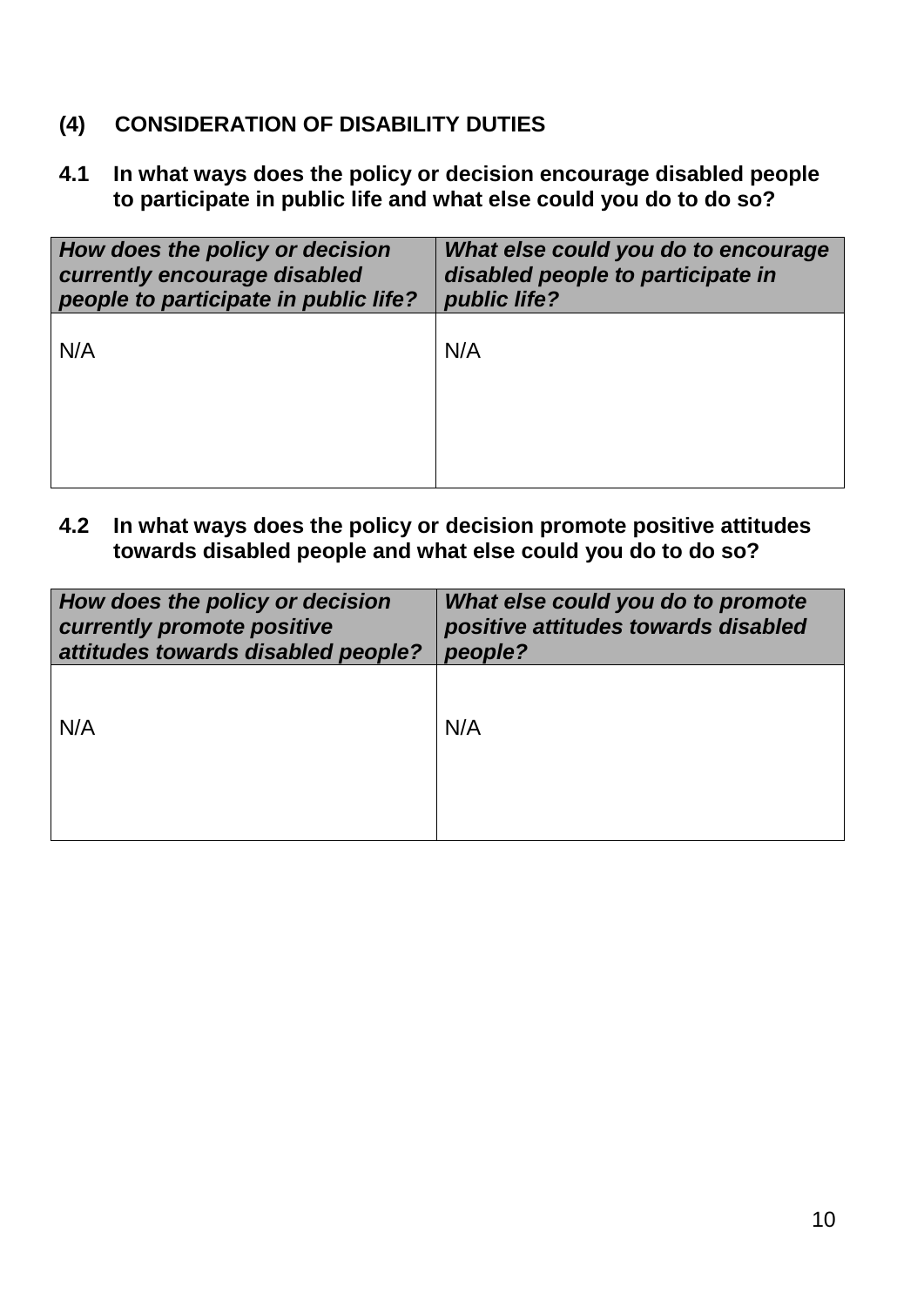## (4) CONSIDERATION OF DISABILITY DUTIES

### 4.1 In what ways does the policy or decision encourage disabled people to participate in public life and what else could you do to do so?

| *How does the policy or decision currently encourage disabled people to participate in public life?* | *What else could you do to encourage disabled people to participate in public life?* |
| --- | --- |
| N/A | N/A |

### 4.2 In what ways does the policy or decision promote positive attitudes towards disabled people and what else could you do to do so?

| *How does the policy or decision currently promote positive attitudes towards disabled people?* | *What else could you do to promote positive attitudes towards disabled people?* |
| --- | --- |
| N/A | N/A |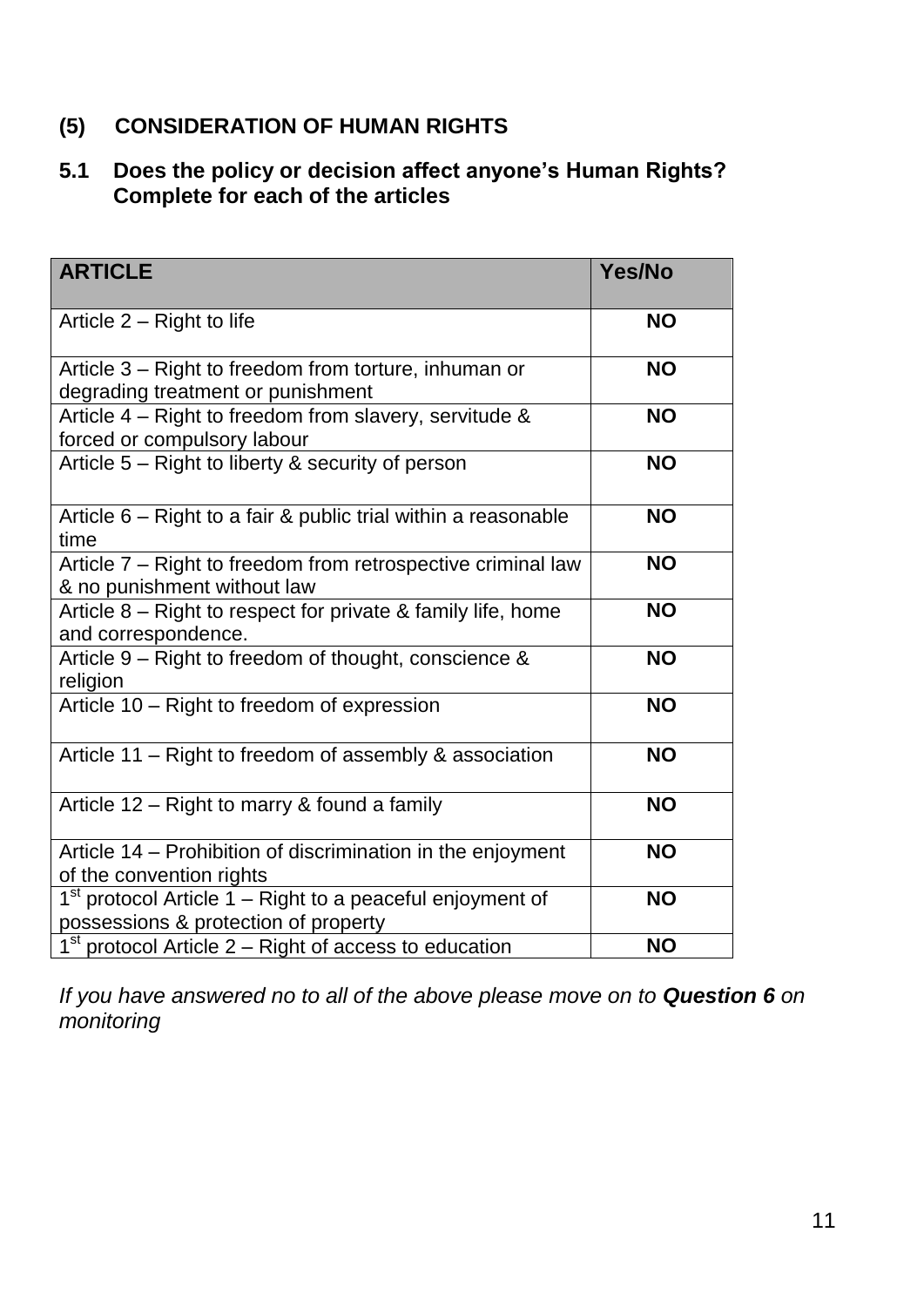## (5) CONSIDERATION OF HUMAN RIGHTS

### 5.1 Does the policy or decision affect anyone's Human Rights? Complete for each of the articles

| ARTICLE | Yes/No |
|---|---|
| Article 2 – Right to life | NO |
| Article 3 – Right to freedom from torture, inhuman or degrading treatment or punishment | NO |
| Article 4 – Right to freedom from slavery, servitude & forced or compulsory labour | NO |
| Article 5 – Right to liberty & security of person | NO |
| Article 6 – Right to a fair & public trial within a reasonable time | NO |
| Article 7 – Right to freedom from retrospective criminal law & no punishment without law | NO |
| Article 8 – Right to respect for private & family life, home and correspondence. | NO |
| Article 9 – Right to freedom of thought, conscience & religion | NO |
| Article 10 – Right to freedom of expression | NO |
| Article 11 – Right to freedom of assembly & association | NO |
| Article 12 – Right to marry & found a family | NO |
| Article 14 – Prohibition of discrimination in the enjoyment of the convention rights | NO |
| 1st protocol Article 1 – Right to a peaceful enjoyment of possessions & protection of property | NO |
| 1st protocol Article 2 – Right of access to education | NO |

*If you have answered no to all of the above please move on to* ***Question 6*** *on monitoring*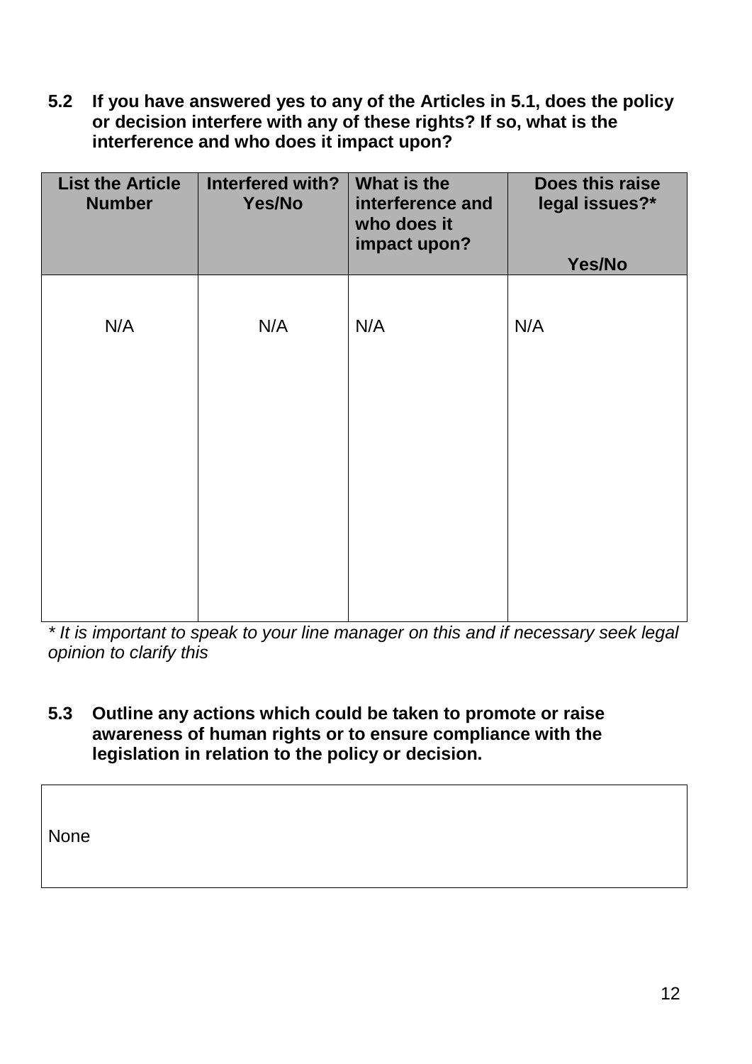**5.2 If you have answered yes to any of the Articles in 5.1, does the policy or decision interfere with any of these rights? If so, what is the interference and who does it impact upon?**

| List the Article Number | Interfered with? Yes/No | What is the interference and who does it impact upon? | Does this raise legal issues?* Yes/No |
|---|---|---|---|
| N/A | N/A | N/A | N/A |

*\* It is important to speak to your line manager on this and if necessary seek legal opinion to clarify this*

**5.3 Outline any actions which could be taken to promote or raise awareness of human rights or to ensure compliance with the legislation in relation to the policy or decision.**

| None |
|---|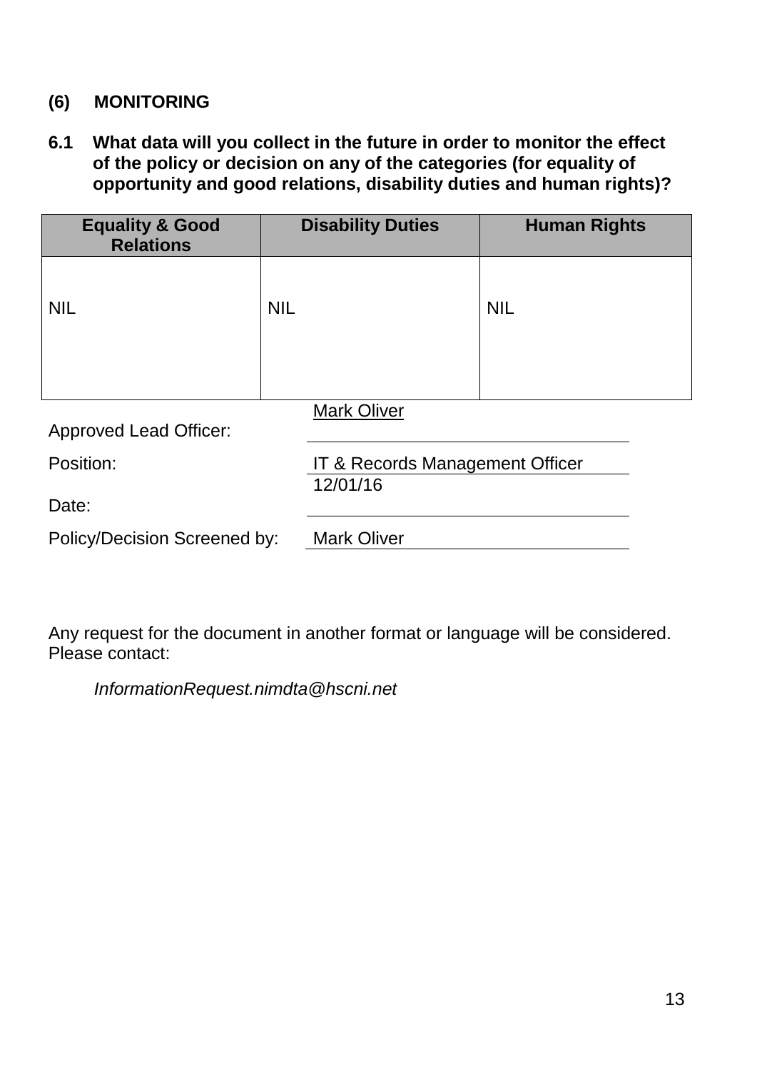## (6) MONITORING

**6.1 What data will you collect in the future in order to monitor the effect of the policy or decision on any of the categories (for equality of opportunity and good relations, disability duties and human rights)?**

| Equality & Good Relations | Disability Duties | Human Rights |
|---|---|---|
| NIL | NIL | NIL |

Approved Lead Officer: Mark Oliver

Position: IT & Records Management Officer

Date: 12/01/16

Policy/Decision Screened by: Mark Oliver

Any request for the document in another format or language will be considered. Please contact:

*InformationRequest.nimdta@hscni.net*